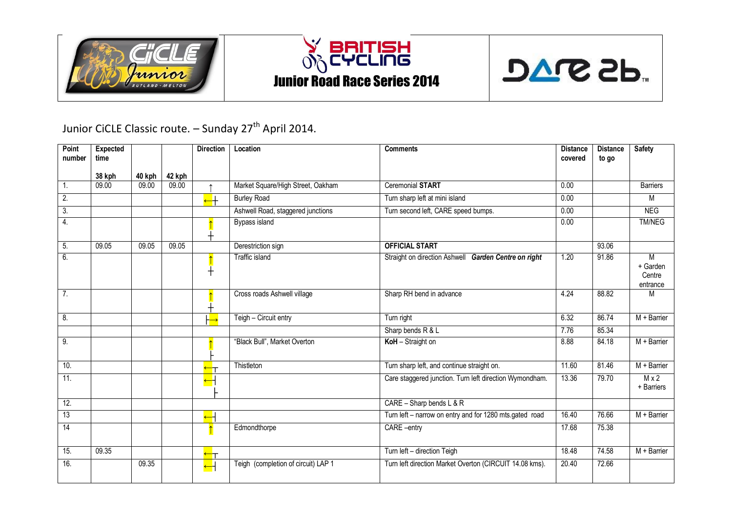Junior Road Race Series 2014

Junior CiCLE Classic route. – Sunday 27th April 2014.

| Point number | Expected time | | | Direction | Location | Comments | Distance covered | Distance to go | Safety |
|---|---|---|---|---|---|---|---|---|---|
| | 38 kph | 40 kph | 42 kph | | | | | | |
| 1. | 09.00 | 09.00 | 09.00 | ↑ | Market Square/High Street, Oakham | Ceremonial **START** | 0.00 | | Barriers |
| 2. | | | | ←┼ | Burley Road | Turn sharp left at mini island | 0.00 | | M |
| 3. | | | | | Ashwell Road, staggered junctions | Turn second left, CARE speed bumps. | 0.00 | | NEG |
| 4. | | | | ↑┼ | Bypass island | | 0.00 | | TM/NEG |
| 5. | 09.05 | 09.05 | 09.05 | | Derestriction sign | **OFFICIAL START** | | 93.06 | |
| 6. | | | | ↑┼ | Traffic island | Straight on direction Ashwell ***Garden Centre on right*** | 1.20 | 91.86 | M + Garden Centre entrance |
| 7. | | | | ↑┼ | Cross roads Ashwell village | Sharp RH bend in advance | 4.24 | 88.82 | M |
| 8. | | | | ├→ | Teigh – Circuit entry | Turn right | 6.32 | 86.74 | M + Barrier |
| | | | | | | Sharp bends R & L | 7.76 | 85.34 | |
| 9. | | | | ↑├ | "Black Bull", Market Overton | **KoH** – Straight on | 8.88 | 84.18 | M + Barrier |
| 10. | | | | ←┬ | Thistleton | Turn sharp left, and continue straight on. | 11.60 | 81.46 | M + Barrier |
| 11. | | | | ←┤├ | | Care staggered junction. Turn left direction Wymondham. | 13.36 | 79.70 | M x 2 + Barriers |
| 12. | | | | | | CARE – Sharp bends L & R | | | |
| 13 | | | | ←┤ | | Turn left – narrow on entry and for 1280 mts.gated road | 16.40 | 76.66 | M + Barrier |
| 14 | | | | ↑ | Edmondthorpe | CARE –entry | 17.68 | 75.38 | |
| 15. | 09.35 | | | ←┬ | | Turn left – direction Teigh | 18.48 | 74.58 | M + Barrier |
| 16. | | 09.35 | | ←┤ | Teigh (completion of circuit) LAP 1 | Turn left direction Market Overton (CIRCUIT 14.08 kms). | 20.40 | 72.66 | |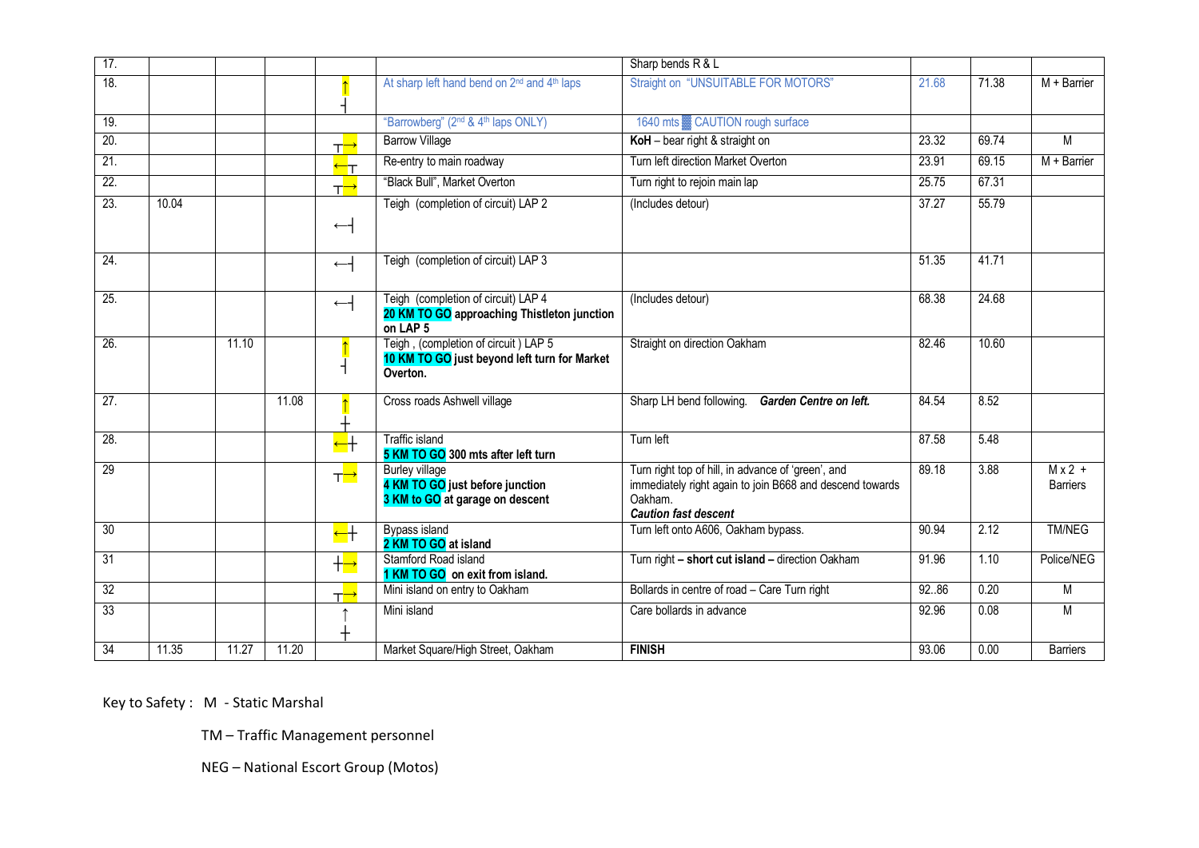| 17. | | | | | | Sharp bends R & L | | | |
|---|---|---|---|---|---|---|---|---|---|
| 18. | | | | ↑ ┤ | At sharp left hand bend on 2nd and 4th laps | Straight on "UNSUITABLE FOR MOTORS" | 21.68 | 71.38 | M + Barrier |
| 19. | | | | | "Barrowberg" (2nd & 4th laps ONLY) | 1640 mts ▒ CAUTION rough surface | | | |
| 20. | | | | ┬→ | Barrow Village | **KoH** – bear right & straight on | 23.32 | 69.74 | M |
| 21. | | | | ←┬ | Re-entry to main roadway | Turn left direction Market Overton | 23.91 | 69.15 | M + Barrier |
| 22. | | | | ┬→ | "Black Bull", Market Overton | Turn right to rejoin main lap | 25.75 | 67.31 | |
| 23. | 10.04 | | | ←┤ | Teigh (completion of circuit) LAP 2 | (Includes detour) | 37.27 | 55.79 | |
| 24. | | | | ←┤ | Teigh (completion of circuit) LAP 3 | | 51.35 | 41.71 | |
| 25. | | | | ←┤ | Teigh (completion of circuit) LAP 4 **20 KM TO GO approaching Thistleton junction on LAP 5** | (Includes detour) | 68.38 | 24.68 | |
| 26. | | 11.10 | | ↑ ┤ | Teigh , (completion of circuit ) LAP 5 **10 KM TO GO just beyond left turn for Market Overton.** | Straight on direction Oakham | 82.46 | 10.60 | |
| 27. | | | 11.08 | ↑ ┼ | Cross roads Ashwell village | Sharp LH bend following. ***Garden Centre on left.*** | 84.54 | 8.52 | |
| 28. | | | | ←┼ | Traffic island **5 KM TO GO 300 mts after left turn** | Turn left | 87.58 | 5.48 | |
| 29 | | | | ┬→ | Burley village **4 KM TO GO just before junction** **3 KM to GO at garage on descent** | Turn right top of hill, in advance of 'green', and immediately right again to join B668 and descend towards Oakham. ***Caution fast descent*** | 89.18 | 3.88 | M x 2 + Barriers |
| 30 | | | | ←┼ | Bypass island **2 KM TO GO at island** | Turn left onto A606, Oakham bypass. | 90.94 | 2.12 | TM/NEG |
| 31 | | | | ┼→ | Stamford Road island **1 KM TO GO on exit from island.** | Turn right **– short cut island –** direction Oakham | 91.96 | 1.10 | Police/NEG |
| 32 | | | | ┬→ | Mini island on entry to Oakham | Bollards in centre of road – Care Turn right | 92..86 | 0.20 | M |
| 33 | | | | ↑ ┼ | Mini island | Care bollards in advance | 92.96 | 0.08 | M |
| 34 | 11.35 | 11.27 | 11.20 | | Market Square/High Street, Oakham | **FINISH** | 93.06 | 0.00 | Barriers |

Key to Safety : M - Static Marshal

TM – Traffic Management personnel

NEG – National Escort Group (Motos)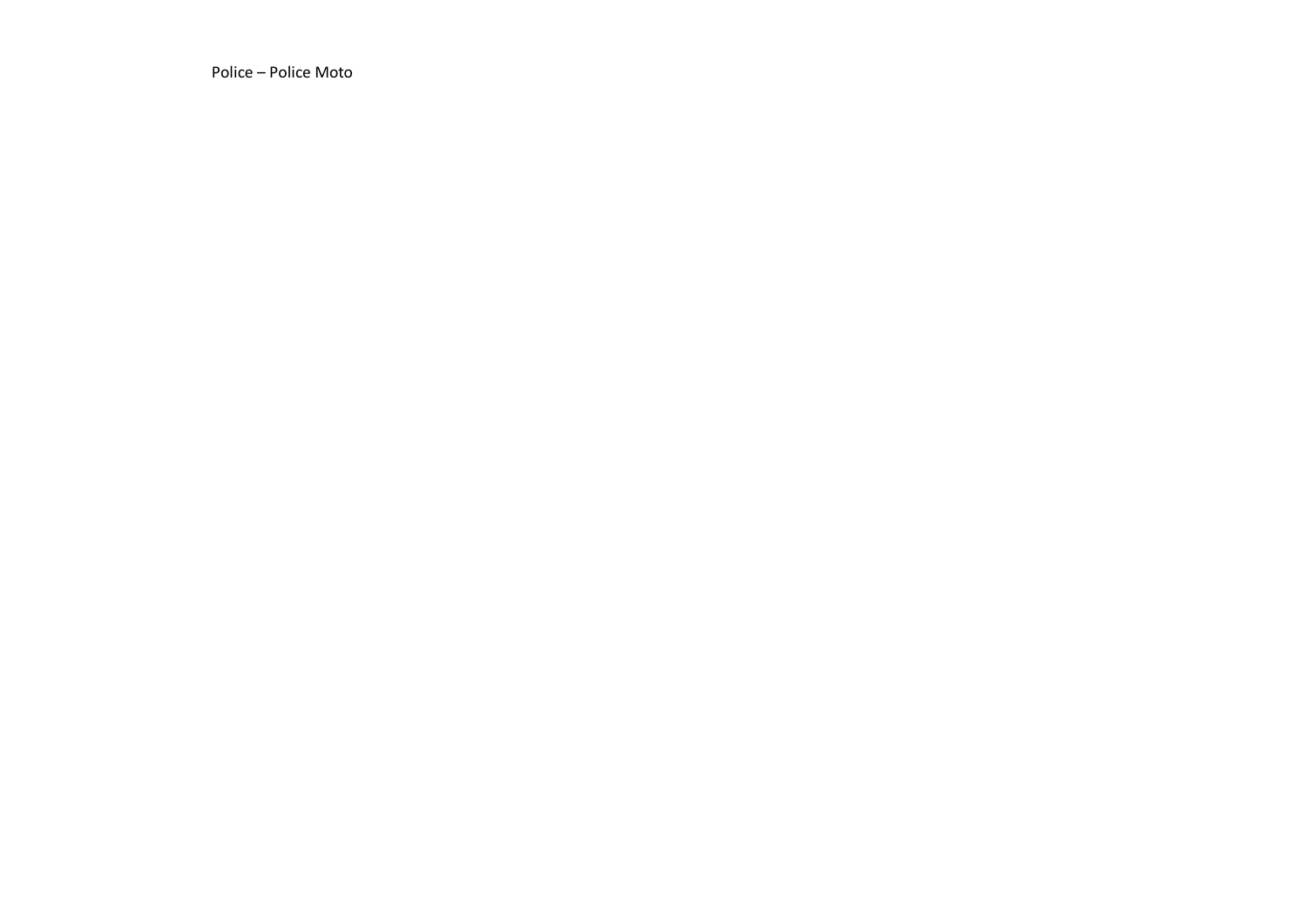Police – Police Moto